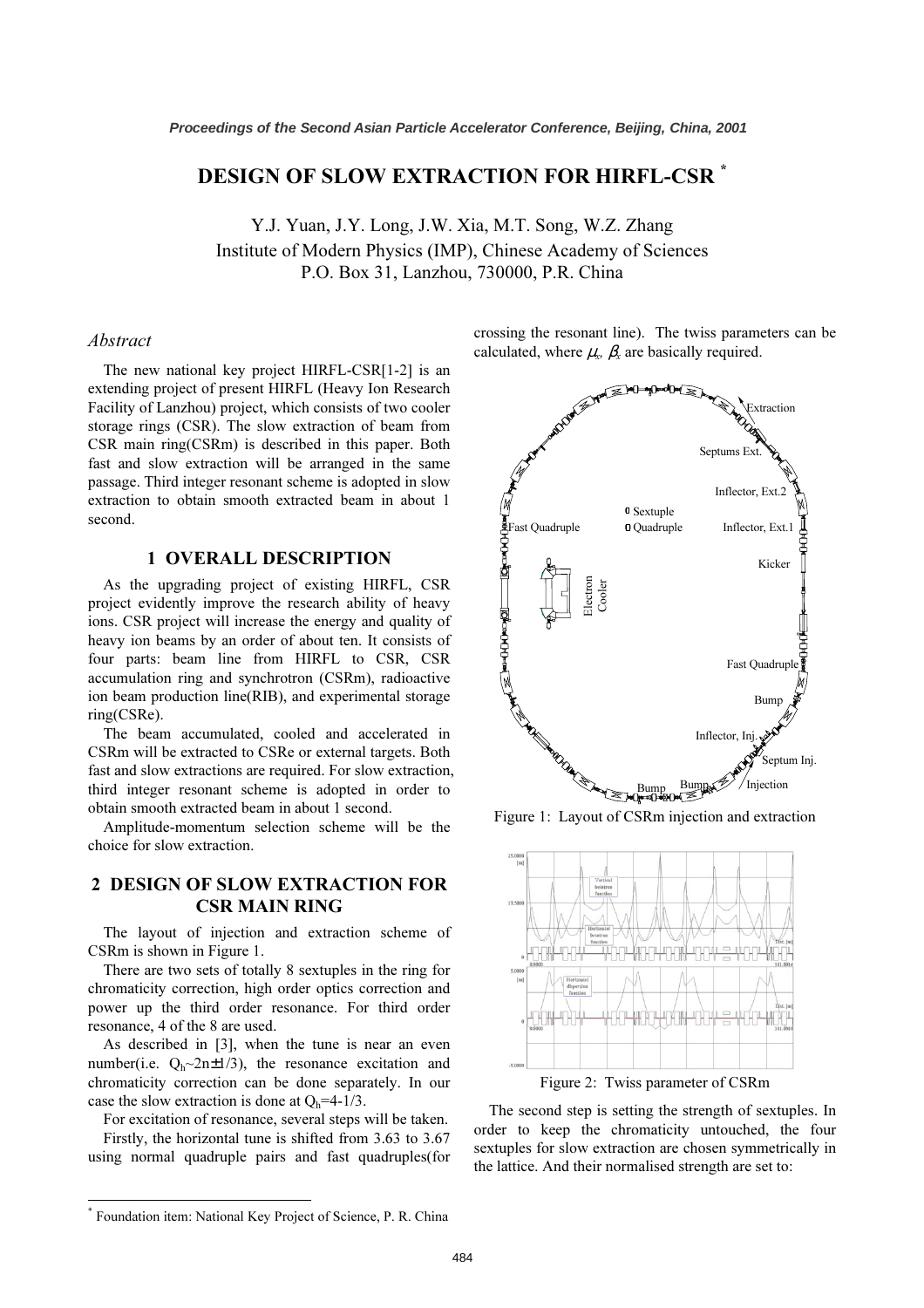# DESIGN OF SLOW EXTRACTION FOR HIRFL-CSR *

Y.J. Yuan, J.Y. Long, J.W. Xia, M.T. Song, W.Z. Zhang
Institute of Modern Physics (IMP), Chinese Academy of Sciences
P.O. Box 31, Lanzhou, 730000, P.R. China

### *Abstract*

The new national key project HIRFL-CSR[1-2] is an extending project of present HIRFL (Heavy Ion Research Facility of Lanzhou) project, which consists of two cooler storage rings (CSR). The slow extraction of beam from CSR main ring(CSRm) is described in this paper. Both fast and slow extraction will be arranged in the same passage. Third integer resonant scheme is adopted in slow extraction to obtain smooth extracted beam in about 1 second.

## 1 OVERALL DESCRIPTION

As the upgrading project of existing HIRFL, CSR project evidently improve the research ability of heavy ions. CSR project will increase the energy and quality of heavy ion beams by an order of about ten. It consists of four parts: beam line from HIRFL to CSR, CSR accumulation ring and synchrotron (CSRm), radioactive ion beam production line(RIB), and experimental storage ring(CSRe).

The beam accumulated, cooled and accelerated in CSRm will be extracted to CSRe or external targets. Both fast and slow extractions are required. For slow extraction, third integer resonant scheme is adopted in order to obtain smooth extracted beam in about 1 second.

Amplitude-momentum selection scheme will be the choice for slow extraction.

## 2 DESIGN OF SLOW EXTRACTION FOR CSR MAIN RING

The layout of injection and extraction scheme of CSRm is shown in Figure 1.

There are two sets of totally 8 sextuples in the ring for chromaticity correction, high order optics correction and power up the third order resonance. For third order resonance, 4 of the 8 are used.

As described in [3], when the tune is near an even number(i.e. $Q_h$~$2n\pm1/3$), the resonance excitation and chromaticity correction can be done separately. In our case the slow extraction is done at $Q_h=4-1/3$.

For excitation of resonance, several steps will be taken.

Firstly, the horizontal tune is shifted from 3.63 to 3.67 using normal quadruple pairs and fast quadruples(for crossing the resonant line). The twiss parameters can be calculated, where $\mu_x$, $\beta_x$ are basically required.

Figure 1: Layout of CSRm injection and extraction

Figure 2: Twiss parameter of CSRm

The second step is setting the strength of sextuples. In order to keep the chromaticity untouched, the four sextuples for slow extraction are chosen symmetrically in the lattice. And their normalised strength are set to:

* Foundation item: National Key Project of Science, P. R. China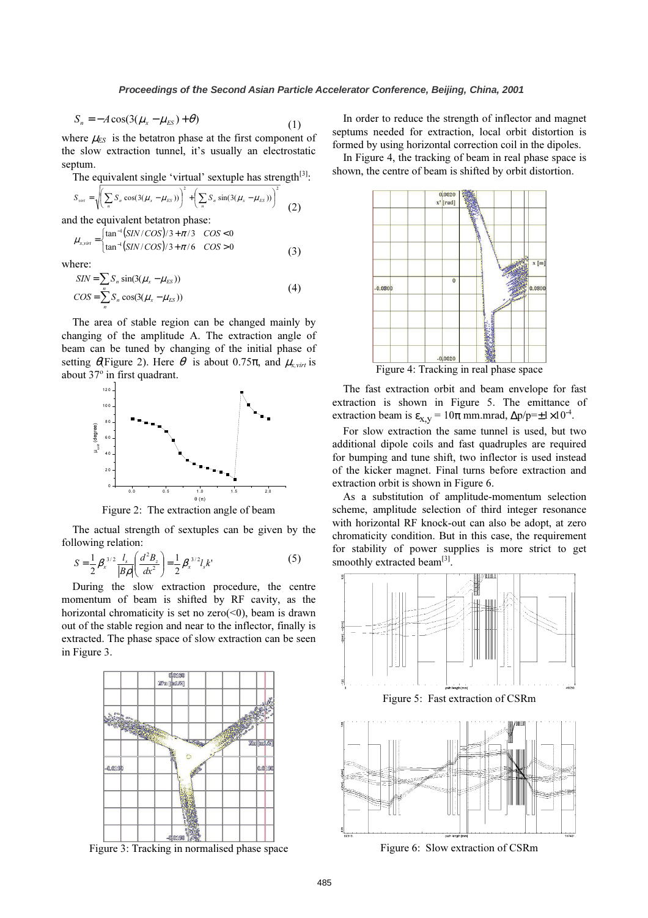$$S_n = -A\cos(3(\mu_x - \mu_{ES}) + \theta) \tag{1}$$

where $\mu_{ES}$ is the betatron phase at the first component of the slow extraction tunnel, it's usually an electrostatic septum.

The equivalent single 'virtual' sextuple has strength[3]:

$$S_{virt} = \sqrt{\left(\sum_n S_n \cos(3(\mu_x - \mu_{ES}))\right)^2 + \left(\sum_n S_n \sin(3(\mu_x - \mu_{ES}))\right)^2} \tag{2}$$

and the equivalent betatron phase:

$$\mu_{x,virt} = \begin{cases} \tan^{-1}(SIN/COS)/3 + \pi/3 & COS < 0 \\ \tan^{-1}(SIN/COS)/3 + \pi/6 & COS > 0 \end{cases} \tag{3}$$

where:

$$SIN = \sum_n S_n \sin(3(\mu_x - \mu_{ES})) \qquad COS = \sum_n S_n \cos(3(\mu_x - \mu_{ES})) \tag{4}$$

The area of stable region can be changed mainly by changing of the amplitude A. The extraction angle of beam can be tuned by changing of the initial phase of setting $\theta$(Figure 2). Here $\theta$ is about 0.75π, and $\mu_{x,virt}$ is about 37° in first quadrant.

Figure 2: The extraction angle of beam

The actual strength of sextuples can be given by the following relation:

$$S = \frac{1}{2}\beta_x^{3/2} \frac{l_s}{|B\rho|}\left(\frac{d^2 B_z}{dx^2}\right) = \frac{1}{2}\beta_x^{3/2} l_s k' \tag{5}$$

During the slow extraction procedure, the centre momentum of beam is shifted by RF cavity, as the horizontal chromaticity is set no zero(<0), beam is drawn out of the stable region and near to the inflector, finally is extracted. The phase space of slow extraction can be seen in Figure 3.

Figure 3: Tracking in normalised phase space

In order to reduce the strength of inflector and magnet septums needed for extraction, local orbit distortion is formed by using horizontal correction coil in the dipoles.

In Figure 4, the tracking of beam in real phase space is shown, the centre of beam is shifted by orbit distortion.

Figure 4: Tracking in real phase space

The fast extraction orbit and beam envelope for fast extraction is shown in Figure 5. The emittance of extraction beam is $\varepsilon_{x,y} = 10\pi$ mm.mrad, $\Delta p/p = \pm 1 \times 10^{-4}$.

For slow extraction the same tunnel is used, but two additional dipole coils and fast quadruples are required for bumping and tune shift, two inflector is used instead of the kicker magnet. Final turns before extraction and extraction orbit is shown in Figure 6.

As a substitution of amplitude-momentum selection scheme, amplitude selection of third integer resonance with horizontal RF knock-out can also be adopt, at zero chromaticity condition. But in this case, the requirement for stability of power supplies is more strict to get smoothly extracted beam[3].

Figure 5: Fast extraction of CSRm

Figure 6: Slow extraction of CSRm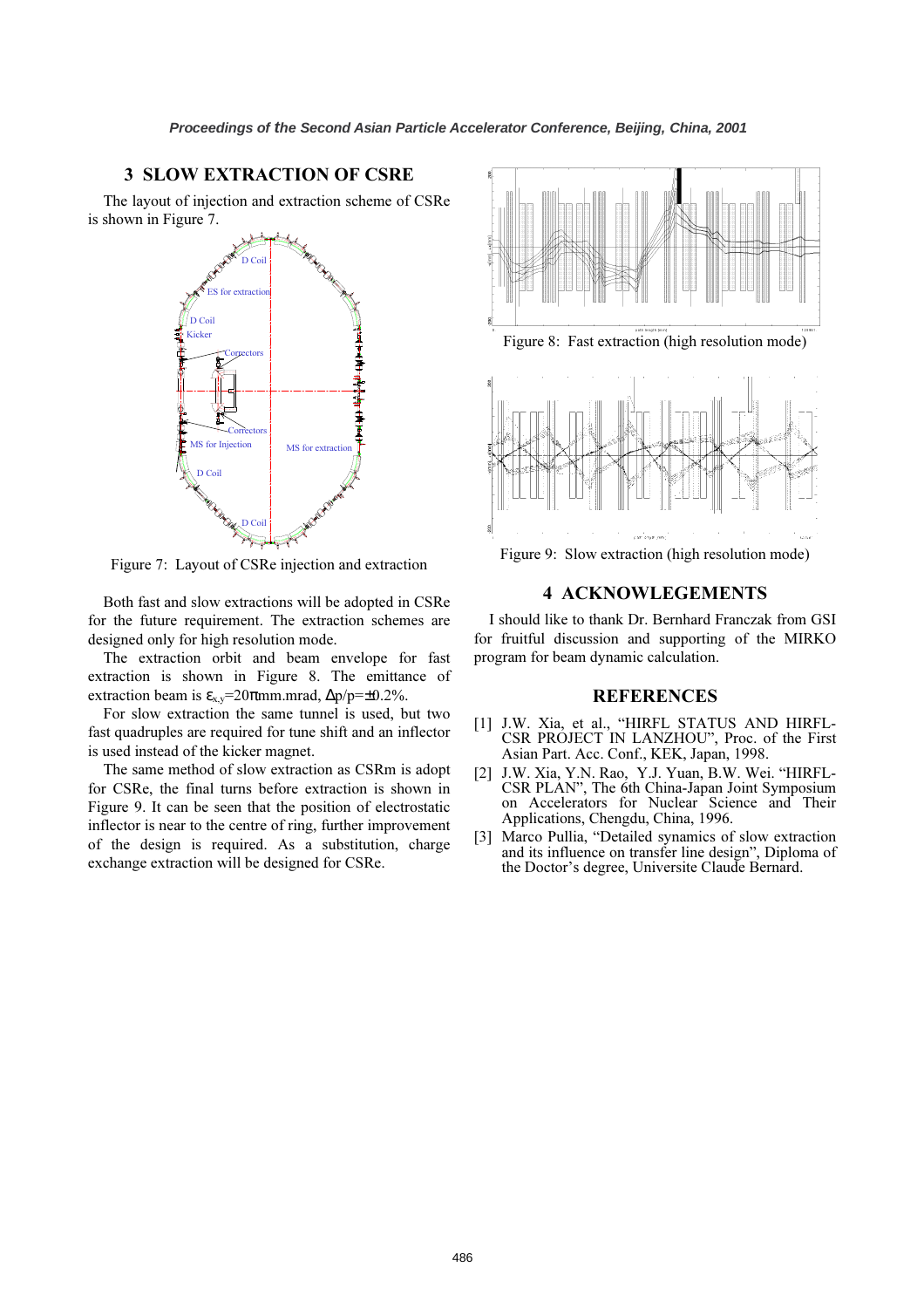## 3 SLOW EXTRACTION OF CSRE

The layout of injection and extraction scheme of CSRe is shown in Figure 7.

D Coil
ES for extraction
D Coil
Kicker
Correctors
Correctors
MS for Injection
MS for extraction
D Coil
D Coil

Figure 7: Layout of CSRe injection and extraction

Both fast and slow extractions will be adopted in CSRe for the future requirement. The extraction schemes are designed only for high resolution mode.

The extraction orbit and beam envelope for fast extraction is shown in Figure 8. The emittance of extraction beam is $\varepsilon_{x,y}$=20πmm.mrad, Δp/p=±0.2%.

For slow extraction the same tunnel is used, but two fast quadruples are required for tune shift and an inflector is used instead of the kicker magnet.

The same method of slow extraction as CSRm is adopt for CSRe, the final turns before extraction is shown in Figure 9. It can be seen that the position of electrostatic inflector is near to the centre of ring, further improvement of the design is required. As a substitution, charge exchange extraction will be designed for CSRe.

Figure 8: Fast extraction (high resolution mode)

Figure 9: Slow extraction (high resolution mode)

## 4 ACKNOWLEDGEMENTS

I should like to thank Dr. Bernhard Franczak from GSI for fruitful discussion and supporting of the MIRKO program for beam dynamic calculation.

## REFERENCES

[1] J.W. Xia, et al., "HIRFL STATUS AND HIRFL-CSR PROJECT IN LANZHOU", Proc. of the First Asian Part. Acc. Conf., KEK, Japan, 1998.

[2] J.W. Xia, Y.N. Rao, Y.J. Yuan, B.W. Wei. "HIRFL-CSR PLAN", The 6th China-Japan Joint Symposium on Accelerators for Nuclear Science and Their Applications, Chengdu, China, 1996.

[3] Marco Pullia, "Detailed synamics of slow extraction and its influence on transfer line design", Diploma of the Doctor's degree, Universite Claude Bernard.